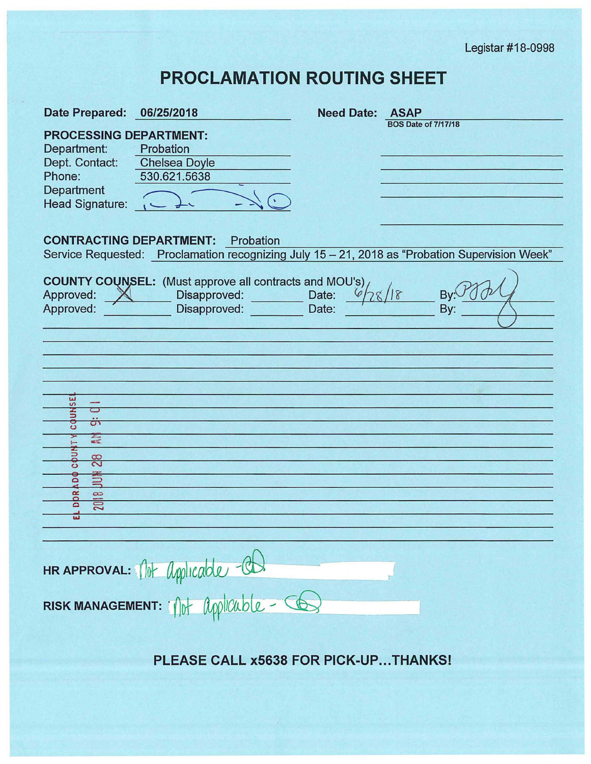Legistar #18-0998

# PROCLAMATION ROUTING SHEET

**Date Prepared:** 06/25/2018

**Need Date:** ASAP
BOS Date of 7/17/18

**PROCESSING DEPARTMENT:**

Department: Probation
Dept. Contact: Chelsea Doyle
Phone: 530.621.5638
Department Head Signature: [signature]

**CONTRACTING DEPARTMENT:** Probation

Service Requested: Proclamation recognizing July 15 – 21, 2018 as "Probation Supervision Week"

**COUNTY COUNSEL:** (Must approve all contracts and MOU's)

| Approved: | Disapproved: | Date: | By: |
|---|---|---|---|
| X | | 6/28/18 | [signature] |
| | | | |

EL DORADO COUNTY COUNSEL 2018 JUN 28 AM 9:01

**HR APPROVAL:** Not Applicable - [initials]

**RISK MANAGEMENT:** Not Applicable - [initials]

**PLEASE CALL x5638 FOR PICK-UP…THANKS!**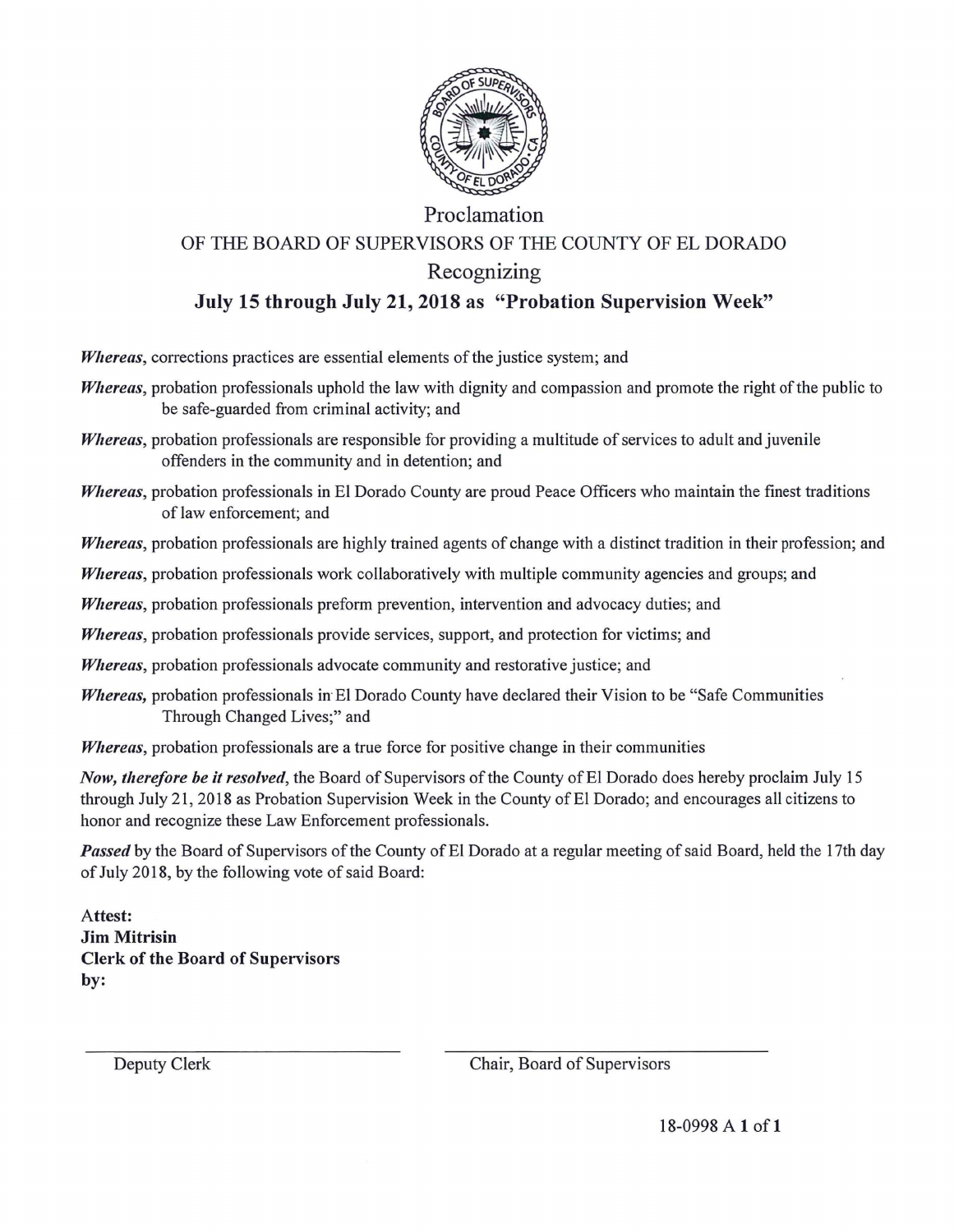Proclamation

OF THE BOARD OF SUPERVISORS OF THE COUNTY OF EL DORADO

Recognizing

**July 15 through July 21, 2018 as "Probation Supervision Week"**

***Whereas***, corrections practices are essential elements of the justice system; and

***Whereas***, probation professionals uphold the law with dignity and compassion and promote the right of the public to be safe-guarded from criminal activity; and

***Whereas***, probation professionals are responsible for providing a multitude of services to adult and juvenile offenders in the community and in detention; and

***Whereas***, probation professionals in El Dorado County are proud Peace Officers who maintain the finest traditions of law enforcement; and

***Whereas***, probation professionals are highly trained agents of change with a distinct tradition in their profession; and

***Whereas***, probation professionals work collaboratively with multiple community agencies and groups; and

***Whereas***, probation professionals preform prevention, intervention and advocacy duties; and

***Whereas***, probation professionals provide services, support, and protection for victims; and

***Whereas***, probation professionals advocate community and restorative justice; and

***Whereas***, probation professionals in El Dorado County have declared their Vision to be "Safe Communities Through Changed Lives;" and

***Whereas***, probation professionals are a true force for positive change in their communities

***Now, therefore be it resolved***, the Board of Supervisors of the County of El Dorado does hereby proclaim July 15 through July 21, 2018 as Probation Supervision Week in the County of El Dorado; and encourages all citizens to honor and recognize these Law Enforcement professionals.

***Passed*** by the Board of Supervisors of the County of El Dorado at a regular meeting of said Board, held the 17th day of July 2018, by the following vote of said Board:

**Attest:**
**Jim Mitrisin**
**Clerk of the Board of Supervisors**
**by:**

Deputy Clerk

Chair, Board of Supervisors

18-0998 A **1** of **1**